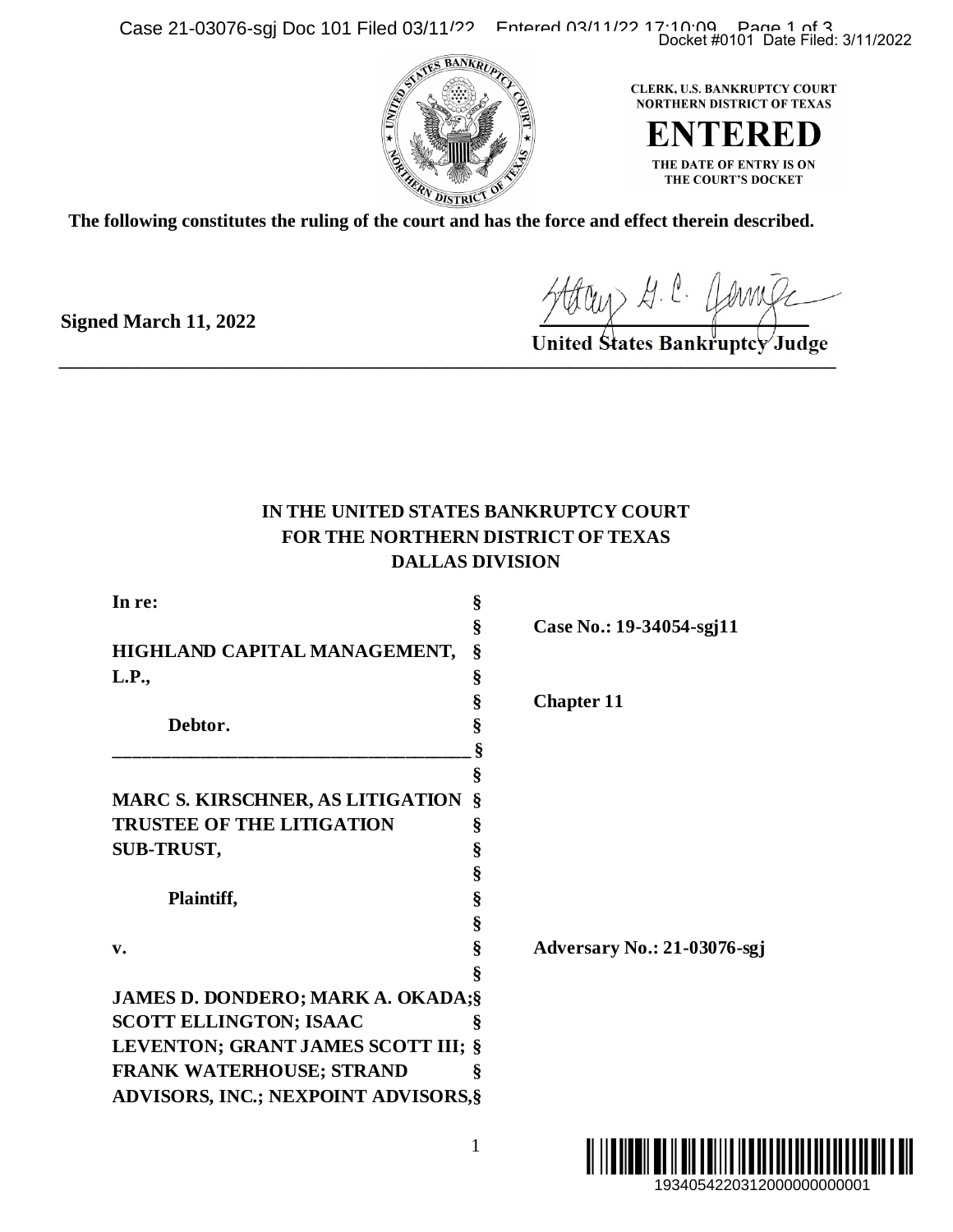CLERK, U.S. BANKRUPTCY COURT
NORTHERN DISTRICT OF TEXAS

**ENTERED**

THE DATE OF ENTRY IS ON
THE COURT'S DOCKET

**The following constitutes the ruling of the court and has the force and effect therein described.**

**Signed March 11, 2022**

**United States Bankruptcy Judge**

---

**IN THE UNITED STATES BANKRUPTCY COURT**
**FOR THE NORTHERN DISTRICT OF TEXAS**
**DALLAS DIVISION**

| | | |
|---|---|---|
| **In re:** | § | |
| | § | **Case No.: 19-34054-sgj11** |
| **HIGHLAND CAPITAL MANAGEMENT, L.P.,** | § | |
| | § | **Chapter 11** |
| **Debtor.** | § | |
| | § | |
| **MARC S. KIRSCHNER, AS LITIGATION TRUSTEE OF THE LITIGATION SUB-TRUST,** | § | |
| **Plaintiff,** | § | |
| **v.** | § | **Adversary No.: 21-03076-sgj** |
| **JAMES D. DONDERO; MARK A. OKADA; SCOTT ELLINGTON; ISAAC LEVENTON; GRANT JAMES SCOTT III; FRANK WATERHOUSE; STRAND ADVISORS, INC.; NEXPOINT ADVISORS,** | § | |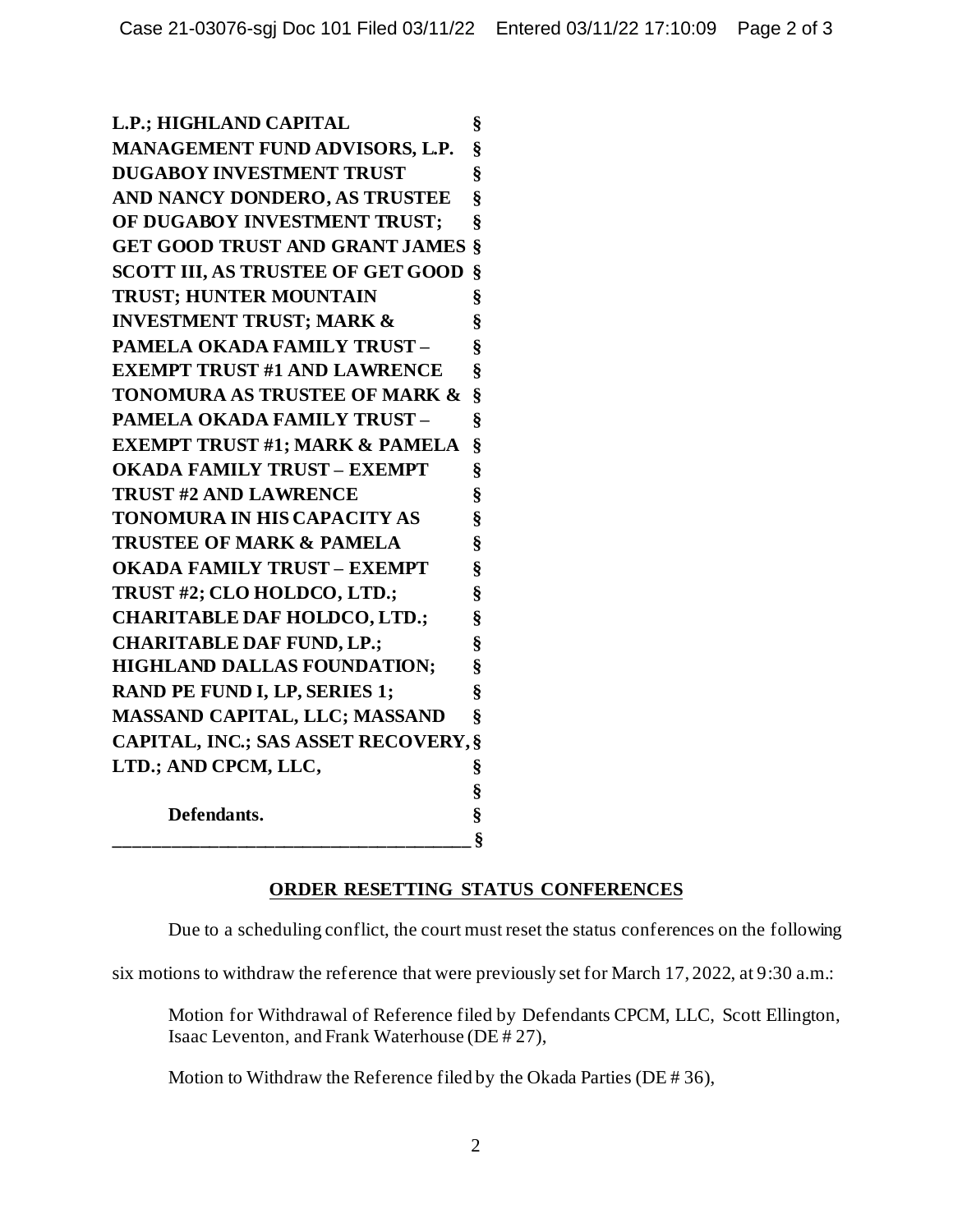**L.P.; HIGHLAND CAPITAL MANAGEMENT FUND ADVISORS, L.P. DUGABOY INVESTMENT TRUST AND NANCY DONDERO, AS TRUSTEE OF DUGABOY INVESTMENT TRUST; GET GOOD TRUST AND GRANT JAMES SCOTT III, AS TRUSTEE OF GET GOOD TRUST; HUNTER MOUNTAIN INVESTMENT TRUST; MARK & PAMELA OKADA FAMILY TRUST – EXEMPT TRUST #1 AND LAWRENCE TONOMURA AS TRUSTEE OF MARK & PAMELA OKADA FAMILY TRUST – EXEMPT TRUST #1; MARK & PAMELA OKADA FAMILY TRUST – EXEMPT TRUST #2 AND LAWRENCE TONOMURA IN HIS CAPACITY AS TRUSTEE OF MARK & PAMELA OKADA FAMILY TRUST – EXEMPT TRUST #2; CLO HOLDCO, LTD.; CHARITABLE DAF HOLDCO, LTD.; CHARITABLE DAF FUND, LP.; HIGHLAND DALLAS FOUNDATION; RAND PE FUND I, LP, SERIES 1; MASSAND CAPITAL, LLC; MASSAND CAPITAL, INC.; SAS ASSET RECOVERY, LTD.; AND CPCM, LLC,**

**Defendants.**

## ORDER RESETTING STATUS CONFERENCES

Due to a scheduling conflict, the court must reset the status conferences on the following six motions to withdraw the reference that were previously set for March 17, 2022, at 9:30 a.m.:

Motion for Withdrawal of Reference filed by Defendants CPCM, LLC, Scott Ellington, Isaac Leventon, and Frank Waterhouse (DE # 27),

Motion to Withdraw the Reference filed by the Okada Parties (DE # 36),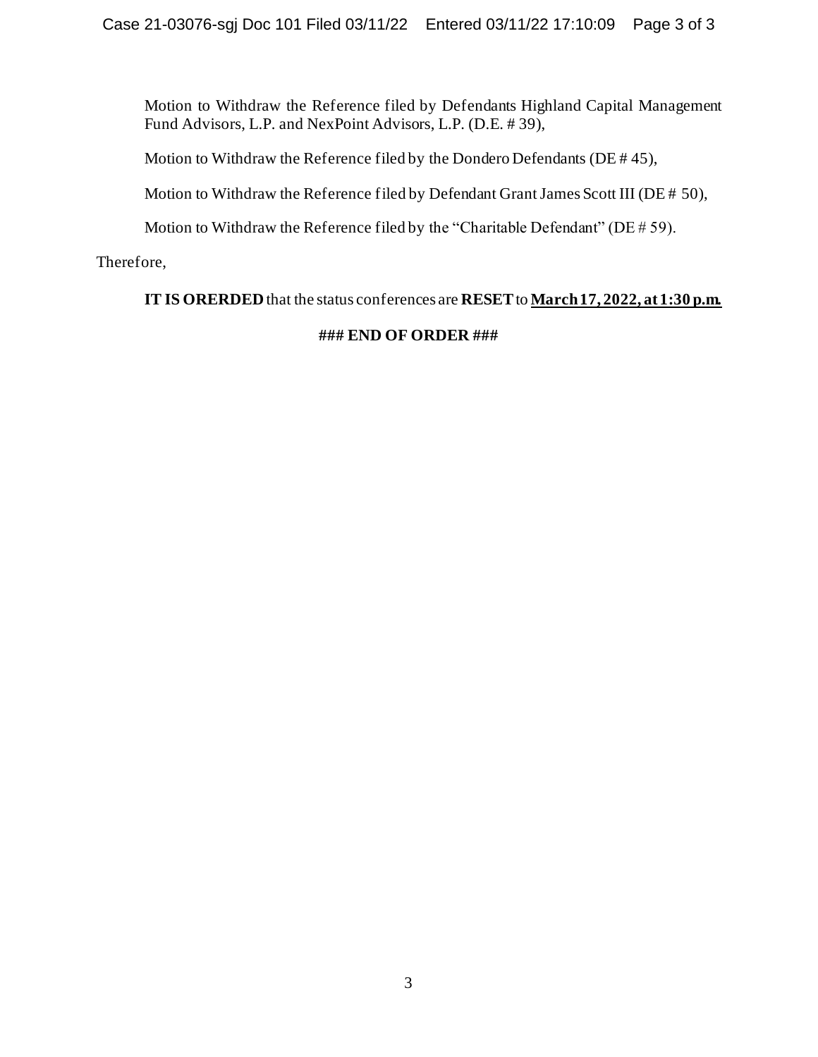Motion to Withdraw the Reference filed by Defendants Highland Capital Management Fund Advisors, L.P. and NexPoint Advisors, L.P. (D.E. # 39),

Motion to Withdraw the Reference filed by the Dondero Defendants (DE # 45),

Motion to Withdraw the Reference filed by Defendant Grant James Scott III (DE # 50),

Motion to Withdraw the Reference filed by the "Charitable Defendant" (DE # 59).

Therefore,

**IT IS ORERDED** that the status conferences are **RESET** to **March 17, 2022, at 1:30 p.m.**

**### END OF ORDER ###**